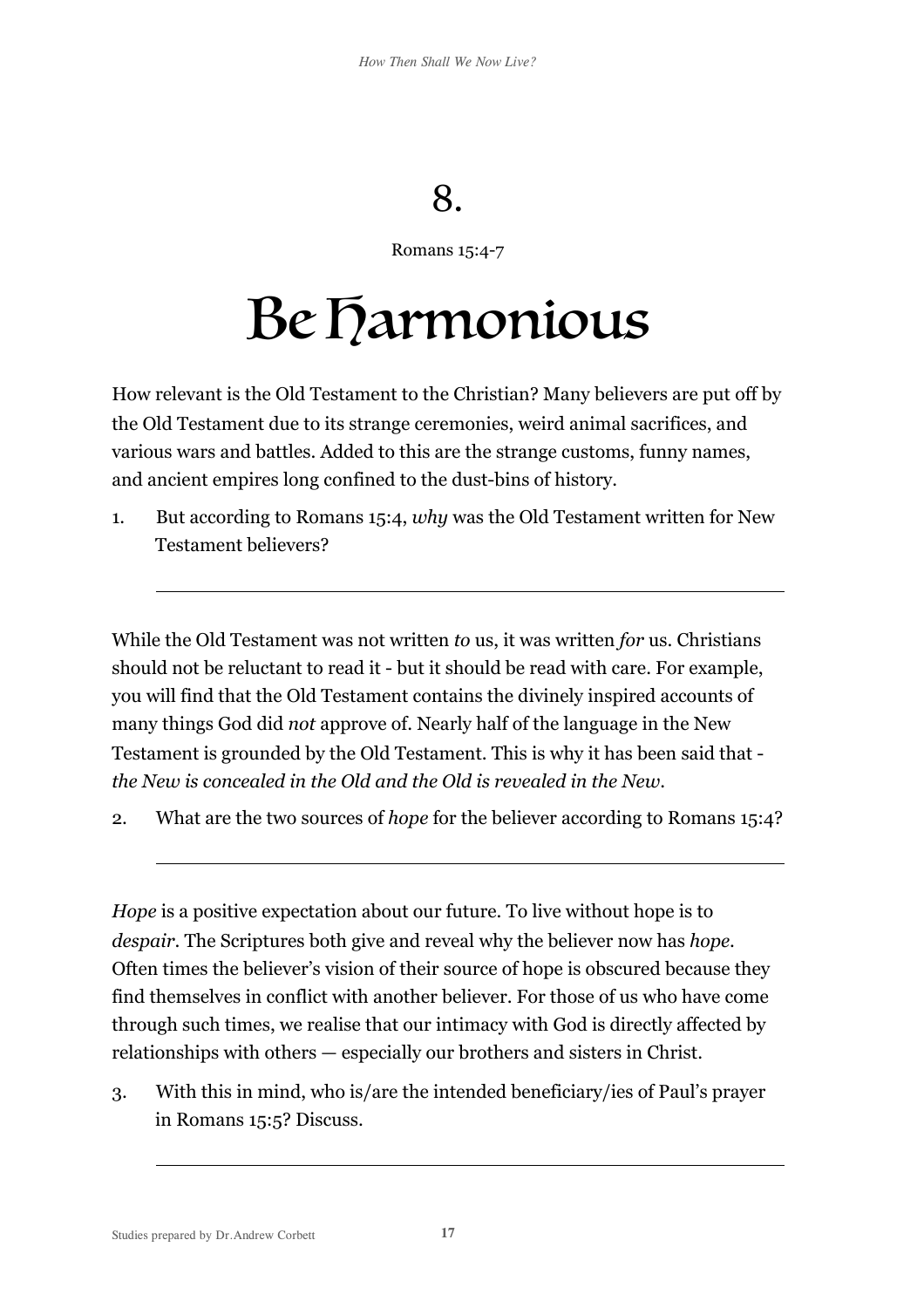# 8.

Romans 15:4-7

# Be Harmonious

How relevant is the Old Testament to the Christian? Many believers are put off by the Old Testament due to its strange ceremonies, weird animal sacrifices, and various wars and battles. Added to this are the strange customs, funny names, and ancient empires long confined to the dust-bins of history.

1. But according to Romans 15:4, *why* was the Old Testament written for New Testament believers?

___

While the Old Testament was not written *to* us, it was written *for* us. Christians should not be reluctant to read it - but it should be read with care. For example, you will find that the Old Testament contains the divinely inspired accounts of many things God did *not* approve of. Nearly half of the language in the New Testament is grounded by the Old Testament. This is why it has been said that - *the New is concealed in the Old and the Old is revealed in the New*.

2. What are the two sources of *hope* for the believer according to Romans 15:4?

___

*Hope* is a positive expectation about our future. To live without hope is to *despair*. The Scriptures both give and reveal why the believer now has *hope*. Often times the believer's vision of their source of hope is obscured because they find themselves in conflict with another believer. For those of us who have come through such times, we realise that our intimacy with God is directly affected by relationships with others — especially our brothers and sisters in Christ.

3. With this in mind, who is/are the intended beneficiary/ies of Paul's prayer in Romans 15:5? Discuss.

___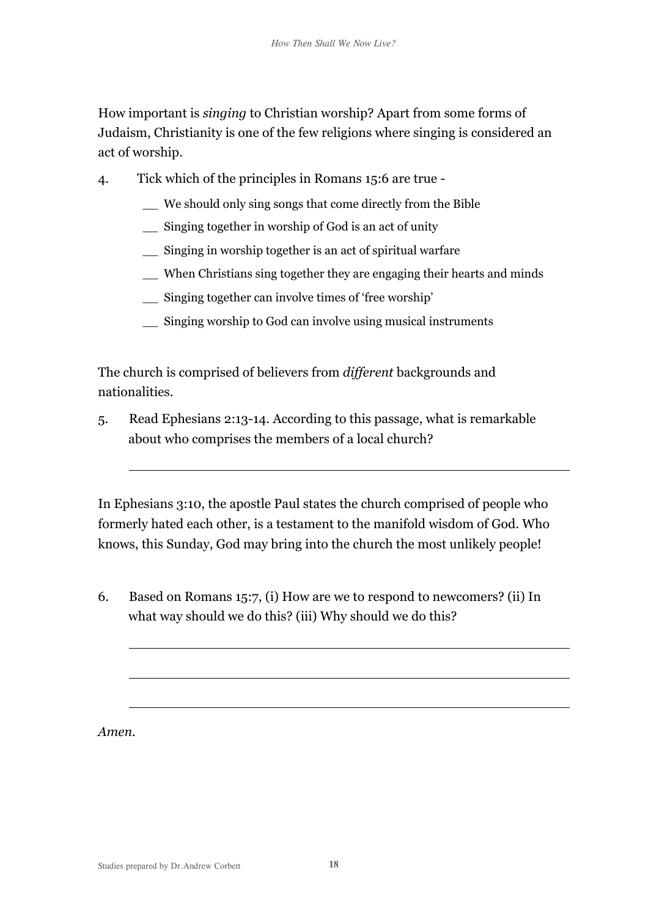How important is *singing* to Christian worship? Apart from some forms of Judaism, Christianity is one of the few religions where singing is considered an act of worship.

4. Tick which of the principles in Romans 15:6 are true -

    __ We should only sing songs that come directly from the Bible

    __ Singing together in worship of God is an act of unity

    __ Singing in worship together is an act of spiritual warfare

    __ When Christians sing together they are engaging their hearts and minds

    __ Singing together can involve times of 'free worship'

    __ Singing worship to God can involve using musical instruments

The church is comprised of believers from *different* backgrounds and nationalities.

5. Read Ephesians 2:13-14. According to this passage, what is remarkable about who comprises the members of a local church?

_______________________________________________

In Ephesians 3:10, the apostle Paul states the church comprised of people who formerly hated each other, is a testament to the manifold wisdom of God. Who knows, this Sunday, God may bring into the church the most unlikely people!

6. Based on Romans 15:7, (i) How are we to respond to newcomers? (ii) In what way should we do this? (iii) Why should we do this?

_______________________________________________

_______________________________________________

_______________________________________________

*Amen.*